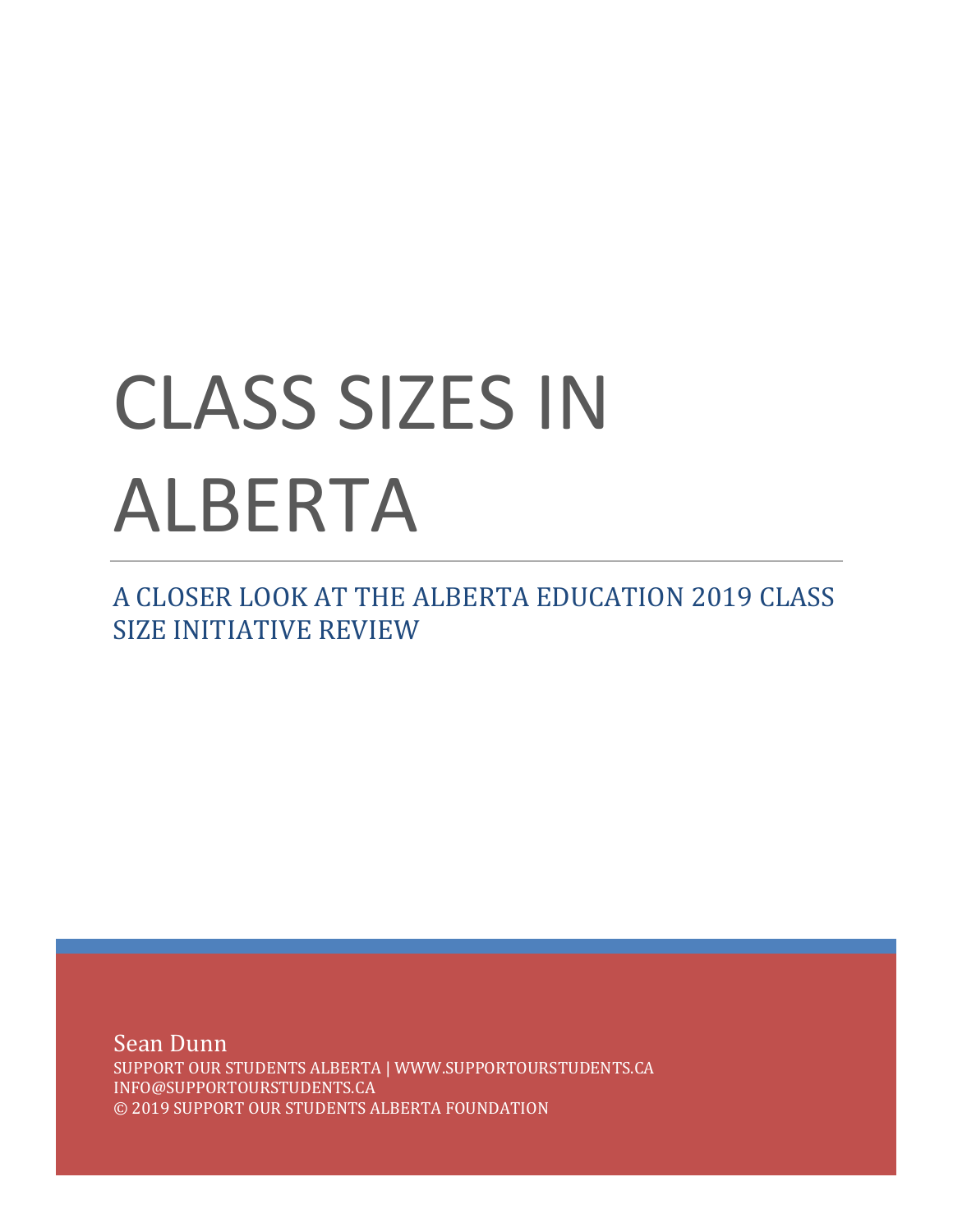# CLASS SIZES IN ALBERTA

## A CLOSER LOOK AT THE ALBERTA EDUCATION 2019 CLASS SIZE INITIATIVE REVIEW

Sean Dunn

SUPPORT OUR STUDENTS ALBERTA | WWW.SUPPORTOURSTUDENTS.CA

INFO@SUPPORTOURSTUDENTS.CA

© 2019 SUPPORT OUR STUDENTS ALBERTA FOUNDATION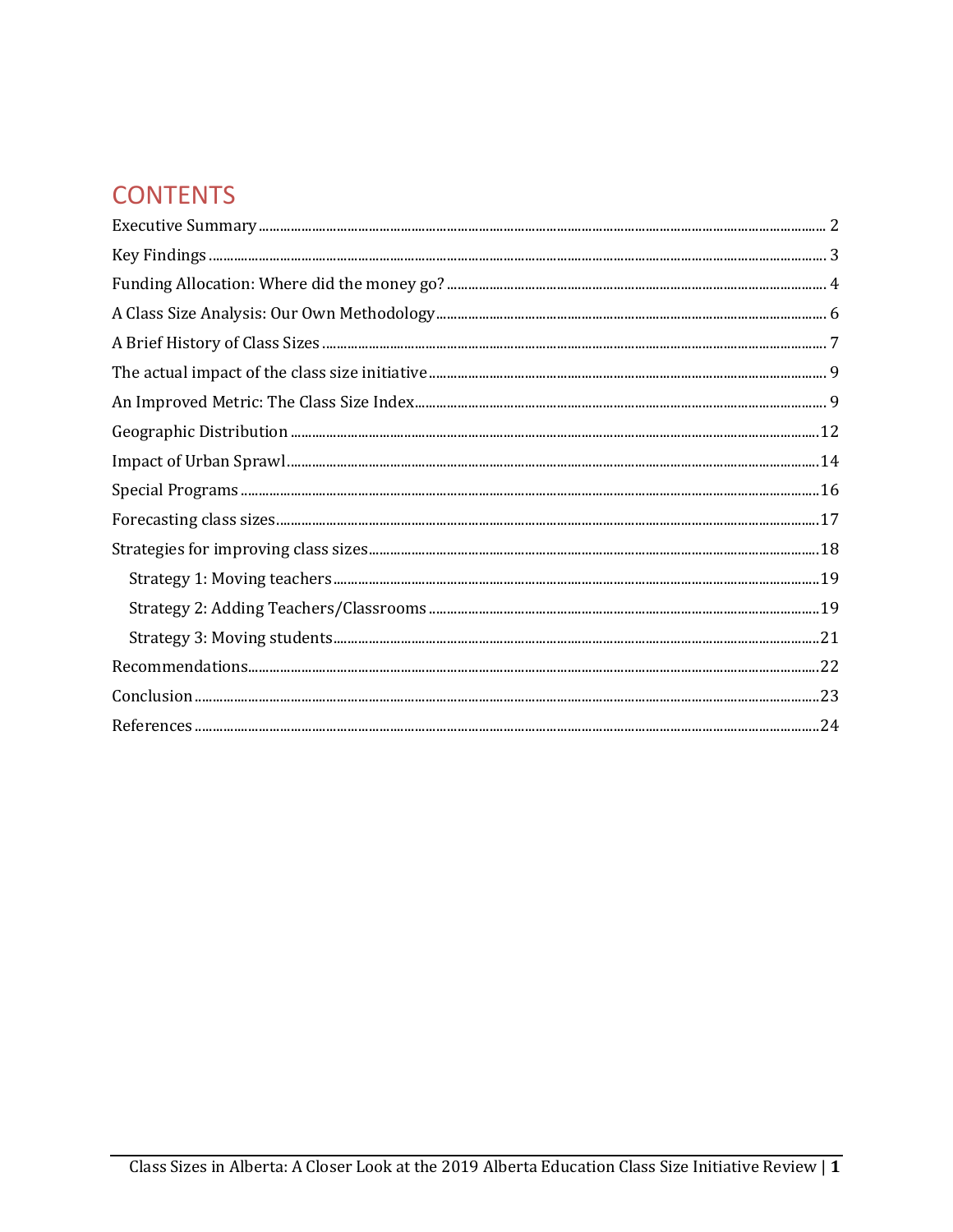# CONTENTS

Executive Summary ........ 2

Key Findings ........ 3

Funding Allocation: Where did the money go? ........ 4

A Class Size Analysis: Our Own Methodology ........ 6

A Brief History of Class Sizes ........ 7

The actual impact of the class size initiative ........ 9

An Improved Metric: The Class Size Index ........ 9

Geographic Distribution ........ 12

Impact of Urban Sprawl ........ 14

Special Programs ........ 16

Forecasting class sizes ........ 17

Strategies for improving class sizes ........ 18

- Strategy 1: Moving teachers ........ 19
- Strategy 2: Adding Teachers/Classrooms ........ 19
- Strategy 3: Moving students ........ 21

Recommendations ........ 22

Conclusion ........ 23

References ........ 24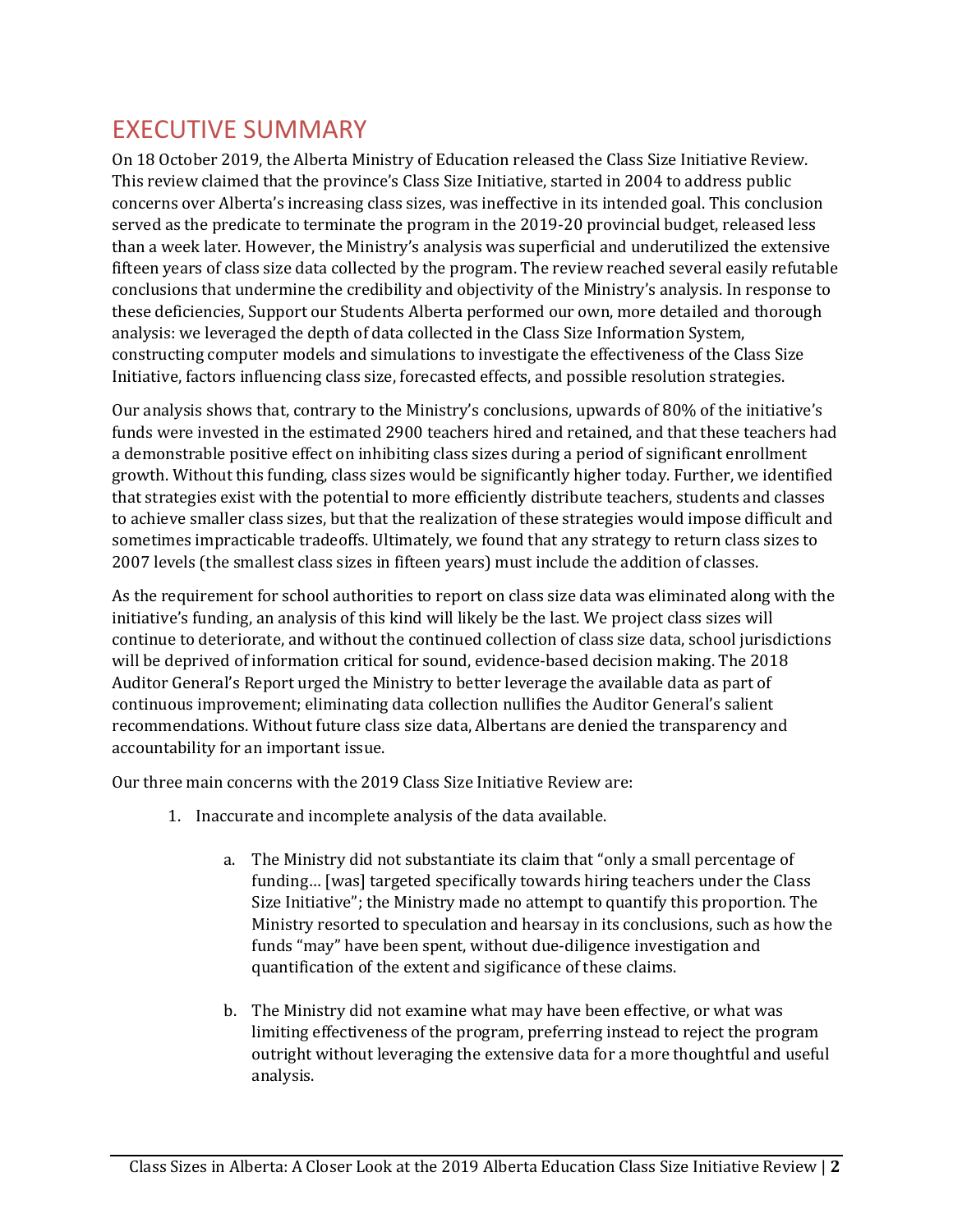# EXECUTIVE SUMMARY

On 18 October 2019, the Alberta Ministry of Education released the Class Size Initiative Review. This review claimed that the province's Class Size Initiative, started in 2004 to address public concerns over Alberta's increasing class sizes, was ineffective in its intended goal. This conclusion served as the predicate to terminate the program in the 2019-20 provincial budget, released less than a week later. However, the Ministry's analysis was superficial and underutilized the extensive fifteen years of class size data collected by the program. The review reached several easily refutable conclusions that undermine the credibility and objectivity of the Ministry's analysis. In response to these deficiencies, Support our Students Alberta performed our own, more detailed and thorough analysis: we leveraged the depth of data collected in the Class Size Information System, constructing computer models and simulations to investigate the effectiveness of the Class Size Initiative, factors influencing class size, forecasted effects, and possible resolution strategies.

Our analysis shows that, contrary to the Ministry's conclusions, upwards of 80% of the initiative's funds were invested in the estimated 2900 teachers hired and retained, and that these teachers had a demonstrable positive effect on inhibiting class sizes during a period of significant enrollment growth. Without this funding, class sizes would be significantly higher today. Further, we identified that strategies exist with the potential to more efficiently distribute teachers, students and classes to achieve smaller class sizes, but that the realization of these strategies would impose difficult and sometimes impracticable tradeoffs. Ultimately, we found that any strategy to return class sizes to 2007 levels (the smallest class sizes in fifteen years) must include the addition of classes.

As the requirement for school authorities to report on class size data was eliminated along with the initiative's funding, an analysis of this kind will likely be the last. We project class sizes will continue to deteriorate, and without the continued collection of class size data, school jurisdictions will be deprived of information critical for sound, evidence-based decision making. The 2018 Auditor General's Report urged the Ministry to better leverage the available data as part of continuous improvement; eliminating data collection nullifies the Auditor General's salient recommendations. Without future class size data, Albertans are denied the transparency and accountability for an important issue.

Our three main concerns with the 2019 Class Size Initiative Review are:

1. Inaccurate and incomplete analysis of the data available.

    a. The Ministry did not substantiate its claim that "only a small percentage of funding… [was] targeted specifically towards hiring teachers under the Class Size Initiative"; the Ministry made no attempt to quantify this proportion. The Ministry resorted to speculation and hearsay in its conclusions, such as how the funds "may" have been spent, without due-diligence investigation and quantification of the extent and sigificance of these claims.

    b. The Ministry did not examine what may have been effective, or what was limiting effectiveness of the program, preferring instead to reject the program outright without leveraging the extensive data for a more thoughtful and useful analysis.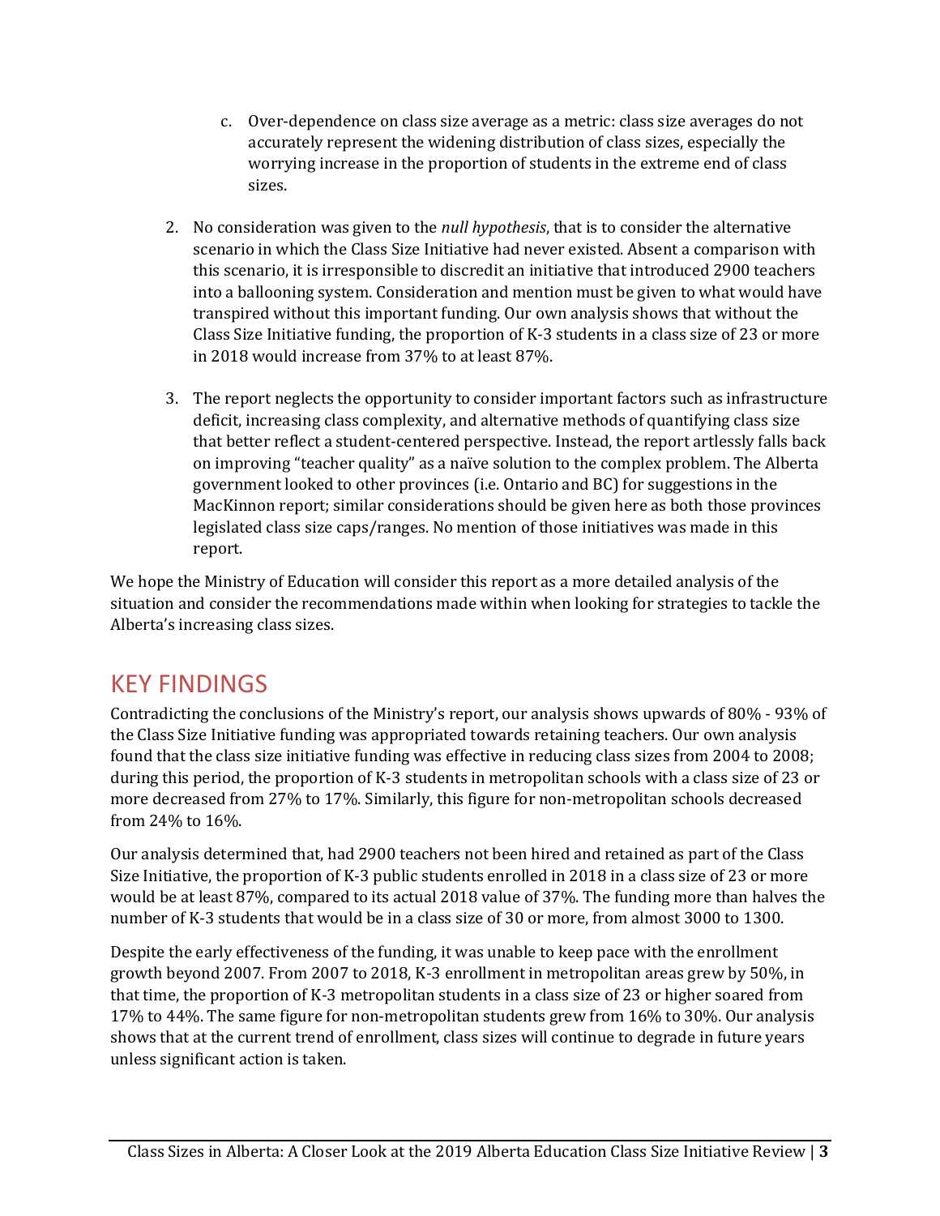c. Over-dependence on class size average as a metric: class size averages do not accurately represent the widening distribution of class sizes, especially the worrying increase in the proportion of students in the extreme end of class sizes.

2. No consideration was given to the *null hypothesis*, that is to consider the alternative scenario in which the Class Size Initiative had never existed. Absent a comparison with this scenario, it is irresponsible to discredit an initiative that introduced 2900 teachers into a ballooning system. Consideration and mention must be given to what would have transpired without this important funding. Our own analysis shows that without the Class Size Initiative funding, the proportion of K-3 students in a class size of 23 or more in 2018 would increase from 37% to at least 87%.

3. The report neglects the opportunity to consider important factors such as infrastructure deficit, increasing class complexity, and alternative methods of quantifying class size that better reflect a student-centered perspective. Instead, the report artlessly falls back on improving "teacher quality" as a naïve solution to the complex problem. The Alberta government looked to other provinces (i.e. Ontario and BC) for suggestions in the MacKinnon report; similar considerations should be given here as both those provinces legislated class size caps/ranges. No mention of those initiatives was made in this report.

We hope the Ministry of Education will consider this report as a more detailed analysis of the situation and consider the recommendations made within when looking for strategies to tackle the Alberta's increasing class sizes.

## KEY FINDINGS

Contradicting the conclusions of the Ministry's report, our analysis shows upwards of 80% - 93% of the Class Size Initiative funding was appropriated towards retaining teachers. Our own analysis found that the class size initiative funding was effective in reducing class sizes from 2004 to 2008; during this period, the proportion of K-3 students in metropolitan schools with a class size of 23 or more decreased from 27% to 17%. Similarly, this figure for non-metropolitan schools decreased from 24% to 16%.

Our analysis determined that, had 2900 teachers not been hired and retained as part of the Class Size Initiative, the proportion of K-3 public students enrolled in 2018 in a class size of 23 or more would be at least 87%, compared to its actual 2018 value of 37%. The funding more than halves the number of K-3 students that would be in a class size of 30 or more, from almost 3000 to 1300.

Despite the early effectiveness of the funding, it was unable to keep pace with the enrollment growth beyond 2007. From 2007 to 2018, K-3 enrollment in metropolitan areas grew by 50%, in that time, the proportion of K-3 metropolitan students in a class size of 23 or higher soared from 17% to 44%. The same figure for non-metropolitan students grew from 16% to 30%. Our analysis shows that at the current trend of enrollment, class sizes will continue to degrade in future years unless significant action is taken.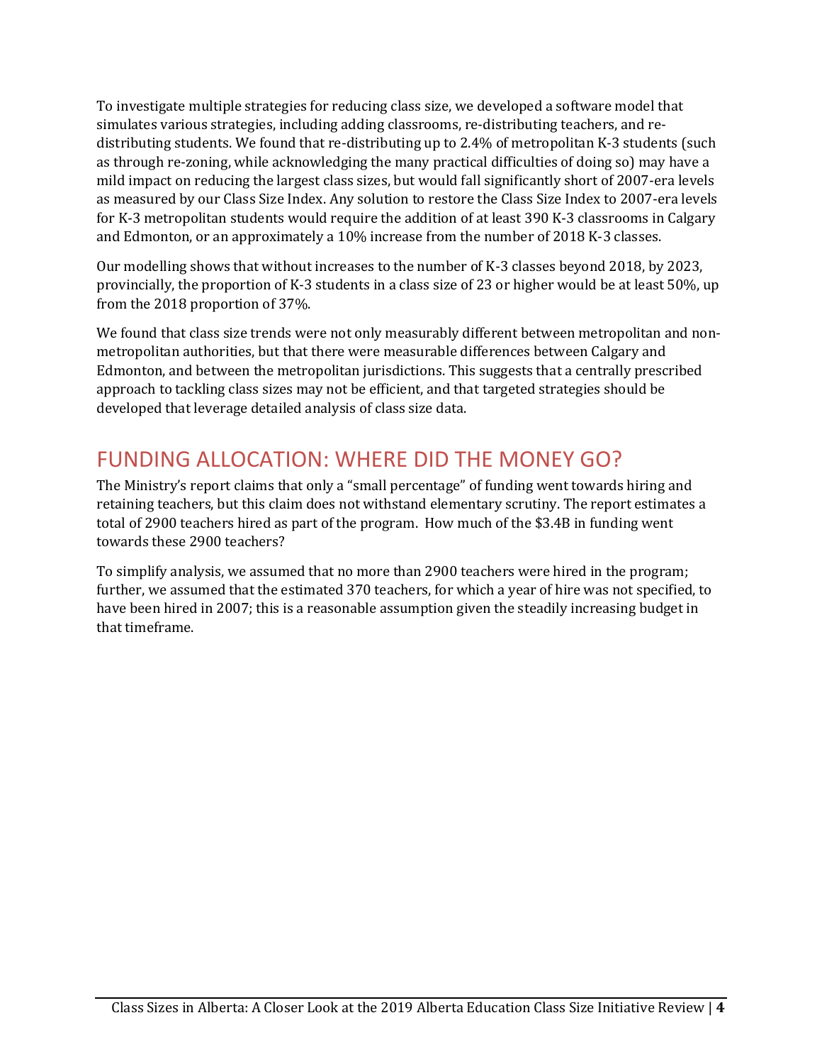To investigate multiple strategies for reducing class size, we developed a software model that simulates various strategies, including adding classrooms, re-distributing teachers, and re-distributing students. We found that re-distributing up to 2.4% of metropolitan K-3 students (such as through re-zoning, while acknowledging the many practical difficulties of doing so) may have a mild impact on reducing the largest class sizes, but would fall significantly short of 2007-era levels as measured by our Class Size Index. Any solution to restore the Class Size Index to 2007-era levels for K-3 metropolitan students would require the addition of at least 390 K-3 classrooms in Calgary and Edmonton, or an approximately a 10% increase from the number of 2018 K-3 classes.

Our modelling shows that without increases to the number of K-3 classes beyond 2018, by 2023, provincially, the proportion of K-3 students in a class size of 23 or higher would be at least 50%, up from the 2018 proportion of 37%.

We found that class size trends were not only measurably different between metropolitan and non-metropolitan authorities, but that there were measurable differences between Calgary and Edmonton, and between the metropolitan jurisdictions. This suggests that a centrally prescribed approach to tackling class sizes may not be efficient, and that targeted strategies should be developed that leverage detailed analysis of class size data.

## FUNDING ALLOCATION: WHERE DID THE MONEY GO?

The Ministry's report claims that only a "small percentage" of funding went towards hiring and retaining teachers, but this claim does not withstand elementary scrutiny. The report estimates a total of 2900 teachers hired as part of the program. How much of the $3.4B in funding went towards these 2900 teachers?

To simplify analysis, we assumed that no more than 2900 teachers were hired in the program; further, we assumed that the estimated 370 teachers, for which a year of hire was not specified, to have been hired in 2007; this is a reasonable assumption given the steadily increasing budget in that timeframe.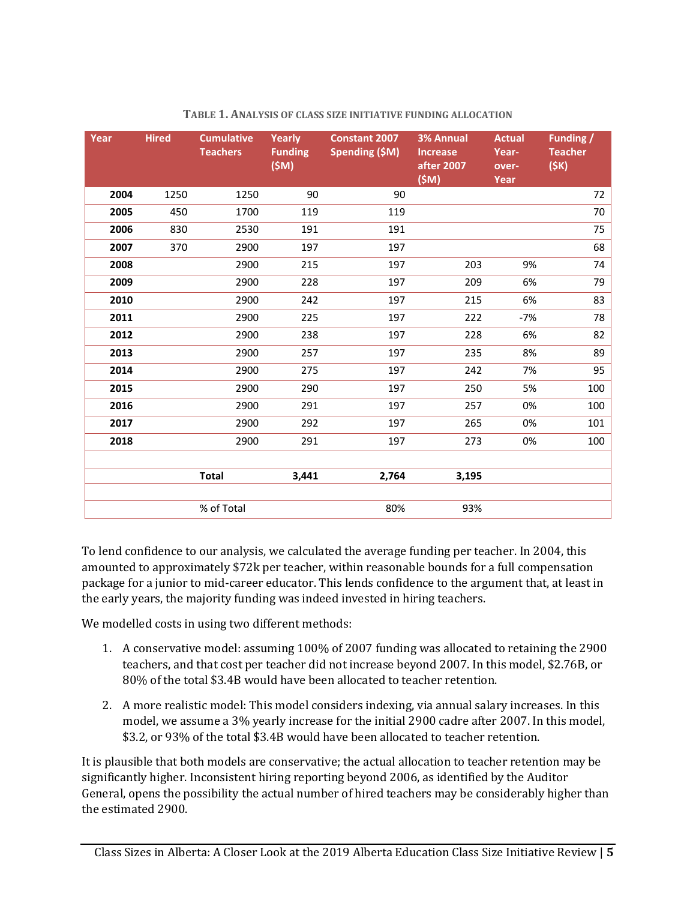**TABLE 1. ANALYSIS OF CLASS SIZE INITIATIVE FUNDING ALLOCATION**

| Year | Hired | Cumulative Teachers | Yearly Funding ($M) | Constant 2007 Spending ($M) | 3% Annual Increase after 2007 ($M) | Actual Year-over-Year | Funding / Teacher ($K) |
|---|---|---|---|---|---|---|---|
| **2004** | 1250 | 1250 | 90 | 90 | | | 72 |
| **2005** | 450 | 1700 | 119 | 119 | | | 70 |
| **2006** | 830 | 2530 | 191 | 191 | | | 75 |
| **2007** | 370 | 2900 | 197 | 197 | | | 68 |
| **2008** | | 2900 | 215 | 197 | 203 | 9% | 74 |
| **2009** | | 2900 | 228 | 197 | 209 | 6% | 79 |
| **2010** | | 2900 | 242 | 197 | 215 | 6% | 83 |
| **2011** | | 2900 | 225 | 197 | 222 | -7% | 78 |
| **2012** | | 2900 | 238 | 197 | 228 | 6% | 82 |
| **2013** | | 2900 | 257 | 197 | 235 | 8% | 89 |
| **2014** | | 2900 | 275 | 197 | 242 | 7% | 95 |
| **2015** | | 2900 | 290 | 197 | 250 | 5% | 100 |
| **2016** | | 2900 | 291 | 197 | 257 | 0% | 100 |
| **2017** | | 2900 | 292 | 197 | 265 | 0% | 101 |
| **2018** | | 2900 | 291 | 197 | 273 | 0% | 100 |
| | | | | | | | |
| | | **Total** | **3,441** | **2,764** | **3,195** | | |
| | | | | | | | |
| | | % of Total | | 80% | 93% | | |

To lend confidence to our analysis, we calculated the average funding per teacher. In 2004, this amounted to approximately $72k per teacher, within reasonable bounds for a full compensation package for a junior to mid-career educator. This lends confidence to the argument that, at least in the early years, the majority funding was indeed invested in hiring teachers.

We modelled costs in using two different methods:

1. A conservative model: assuming 100% of 2007 funding was allocated to retaining the 2900 teachers, and that cost per teacher did not increase beyond 2007. In this model, $2.76B, or 80% of the total $3.4B would have been allocated to teacher retention.
2. A more realistic model: This model considers indexing, via annual salary increases. In this model, we assume a 3% yearly increase for the initial 2900 cadre after 2007. In this model, $3.2, or 93% of the total $3.4B would have been allocated to teacher retention.

It is plausible that both models are conservative; the actual allocation to teacher retention may be significantly higher. Inconsistent hiring reporting beyond 2006, as identified by the Auditor General, opens the possibility the actual number of hired teachers may be considerably higher than the estimated 2900.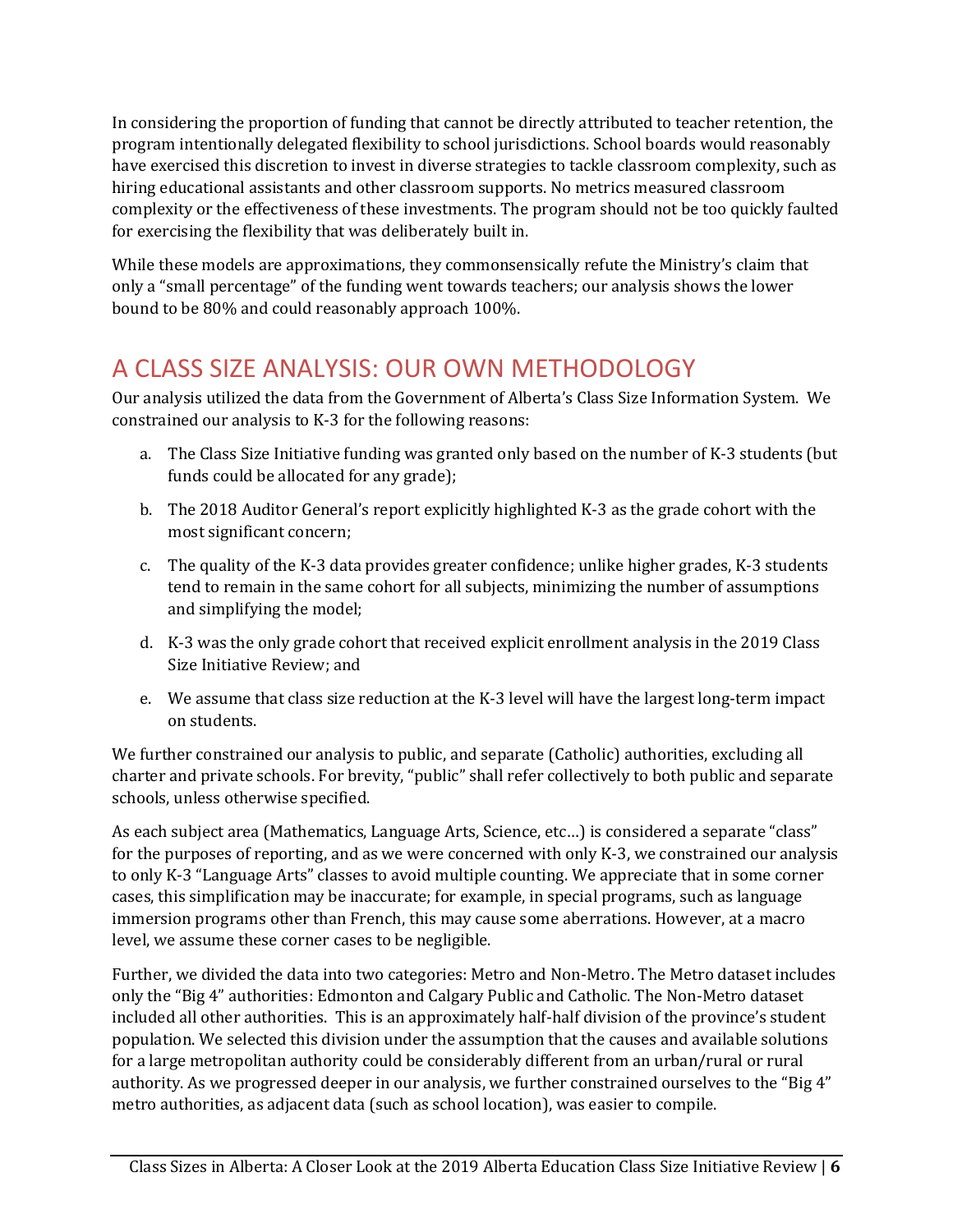In considering the proportion of funding that cannot be directly attributed to teacher retention, the program intentionally delegated flexibility to school jurisdictions. School boards would reasonably have exercised this discretion to invest in diverse strategies to tackle classroom complexity, such as hiring educational assistants and other classroom supports. No metrics measured classroom complexity or the effectiveness of these investments. The program should not be too quickly faulted for exercising the flexibility that was deliberately built in.

While these models are approximations, they commonsensically refute the Ministry's claim that only a "small percentage" of the funding went towards teachers; our analysis shows the lower bound to be 80% and could reasonably approach 100%.

## A CLASS SIZE ANALYSIS: OUR OWN METHODOLOGY

Our analysis utilized the data from the Government of Alberta's Class Size Information System. We constrained our analysis to K-3 for the following reasons:

a. The Class Size Initiative funding was granted only based on the number of K-3 students (but funds could be allocated for any grade);

b. The 2018 Auditor General's report explicitly highlighted K-3 as the grade cohort with the most significant concern;

c. The quality of the K-3 data provides greater confidence; unlike higher grades, K-3 students tend to remain in the same cohort for all subjects, minimizing the number of assumptions and simplifying the model;

d. K-3 was the only grade cohort that received explicit enrollment analysis in the 2019 Class Size Initiative Review; and

e. We assume that class size reduction at the K-3 level will have the largest long-term impact on students.

We further constrained our analysis to public, and separate (Catholic) authorities, excluding all charter and private schools. For brevity, "public" shall refer collectively to both public and separate schools, unless otherwise specified.

As each subject area (Mathematics, Language Arts, Science, etc…) is considered a separate "class" for the purposes of reporting, and as we were concerned with only K-3, we constrained our analysis to only K-3 "Language Arts" classes to avoid multiple counting. We appreciate that in some corner cases, this simplification may be inaccurate; for example, in special programs, such as language immersion programs other than French, this may cause some aberrations. However, at a macro level, we assume these corner cases to be negligible.

Further, we divided the data into two categories: Metro and Non-Metro. The Metro dataset includes only the "Big 4" authorities: Edmonton and Calgary Public and Catholic. The Non-Metro dataset included all other authorities. This is an approximately half-half division of the province's student population. We selected this division under the assumption that the causes and available solutions for a large metropolitan authority could be considerably different from an urban/rural or rural authority. As we progressed deeper in our analysis, we further constrained ourselves to the "Big 4" metro authorities, as adjacent data (such as school location), was easier to compile.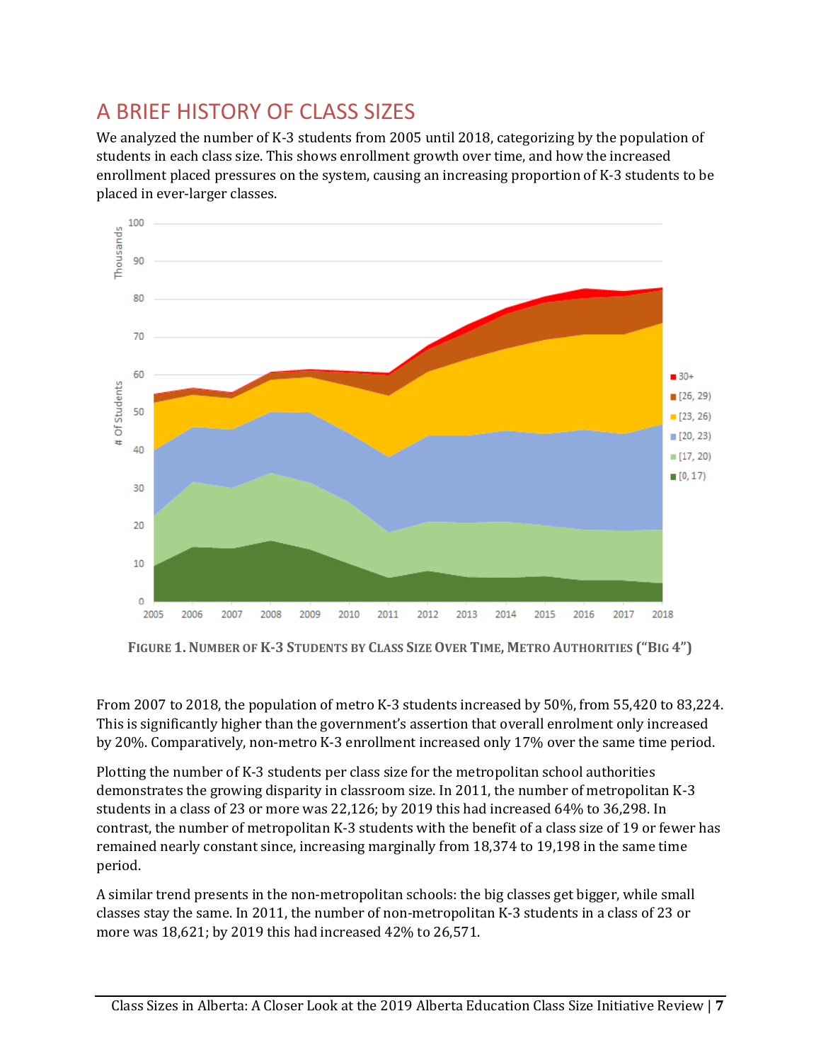## A BRIEF HISTORY OF CLASS SIZES

We analyzed the number of K-3 students from 2005 until 2018, categorizing by the population of students in each class size. This shows enrollment growth over time, and how the increased enrollment placed pressures on the system, causing an increasing proportion of K-3 students to be placed in ever-larger classes.

**FIGURE 1. NUMBER OF K-3 STUDENTS BY CLASS SIZE OVER TIME, METRO AUTHORITIES ("BIG 4")**

From 2007 to 2018, the population of metro K-3 students increased by 50%, from 55,420 to 83,224. This is significantly higher than the government's assertion that overall enrolment only increased by 20%. Comparatively, non-metro K-3 enrollment increased only 17% over the same time period.

Plotting the number of K-3 students per class size for the metropolitan school authorities demonstrates the growing disparity in classroom size. In 2011, the number of metropolitan K-3 students in a class of 23 or more was 22,126; by 2019 this had increased 64% to 36,298. In contrast, the number of metropolitan K-3 students with the benefit of a class size of 19 or fewer has remained nearly constant since, increasing marginally from 18,374 to 19,198 in the same time period.

A similar trend presents in the non-metropolitan schools: the big classes get bigger, while small classes stay the same. In 2011, the number of non-metropolitan K-3 students in a class of 23 or more was 18,621; by 2019 this had increased 42% to 26,571.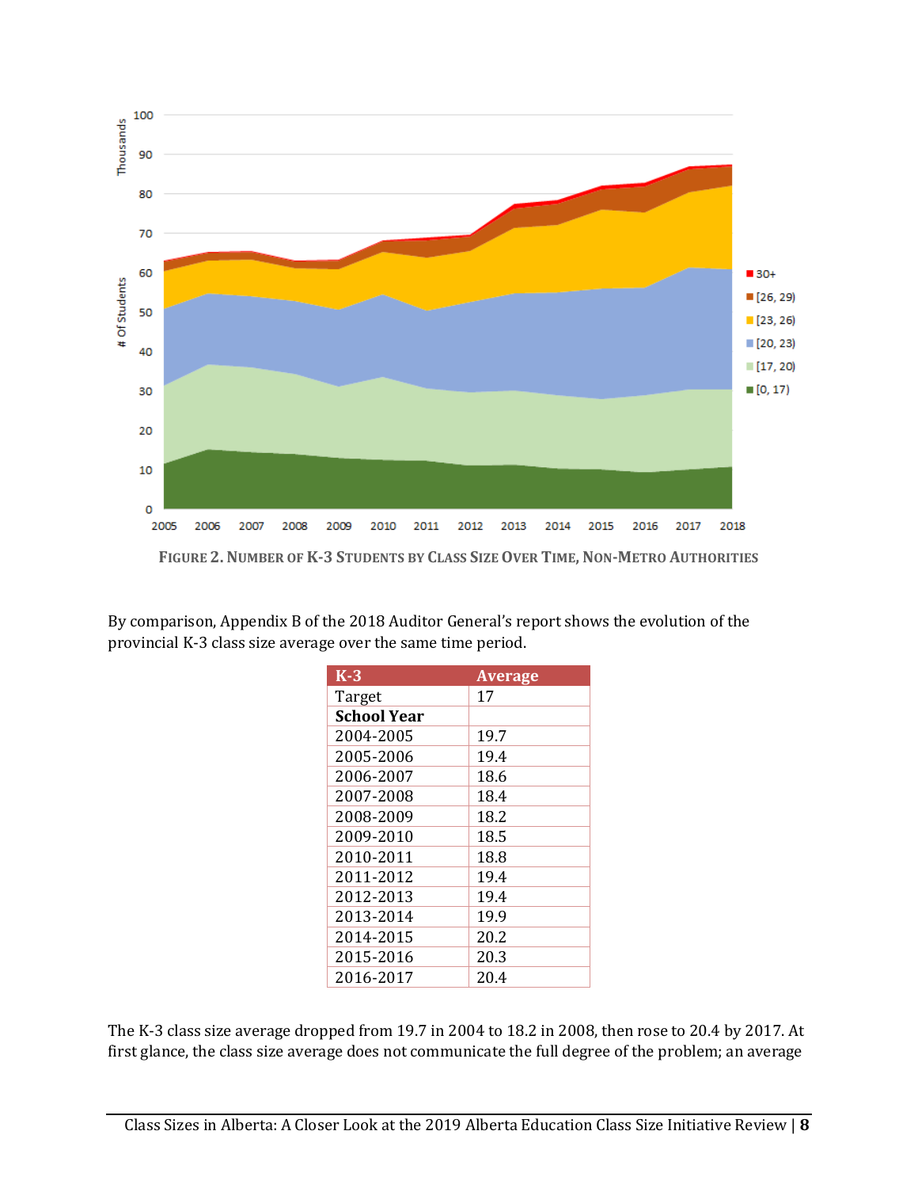**FIGURE 2. NUMBER OF K-3 STUDENTS BY CLASS SIZE OVER TIME, NON-METRO AUTHORITIES**

By comparison, Appendix B of the 2018 Auditor General's report shows the evolution of the provincial K-3 class size average over the same time period.

| K-3 | Average |
|---|---|
| Target | 17 |
| **School Year** | |
| 2004-2005 | 19.7 |
| 2005-2006 | 19.4 |
| 2006-2007 | 18.6 |
| 2007-2008 | 18.4 |
| 2008-2009 | 18.2 |
| 2009-2010 | 18.5 |
| 2010-2011 | 18.8 |
| 2011-2012 | 19.4 |
| 2012-2013 | 19.4 |
| 2013-2014 | 19.9 |
| 2014-2015 | 20.2 |
| 2015-2016 | 20.3 |
| 2016-2017 | 20.4 |

The K-3 class size average dropped from 19.7 in 2004 to 18.2 in 2008, then rose to 20.4 by 2017. At first glance, the class size average does not communicate the full degree of the problem; an average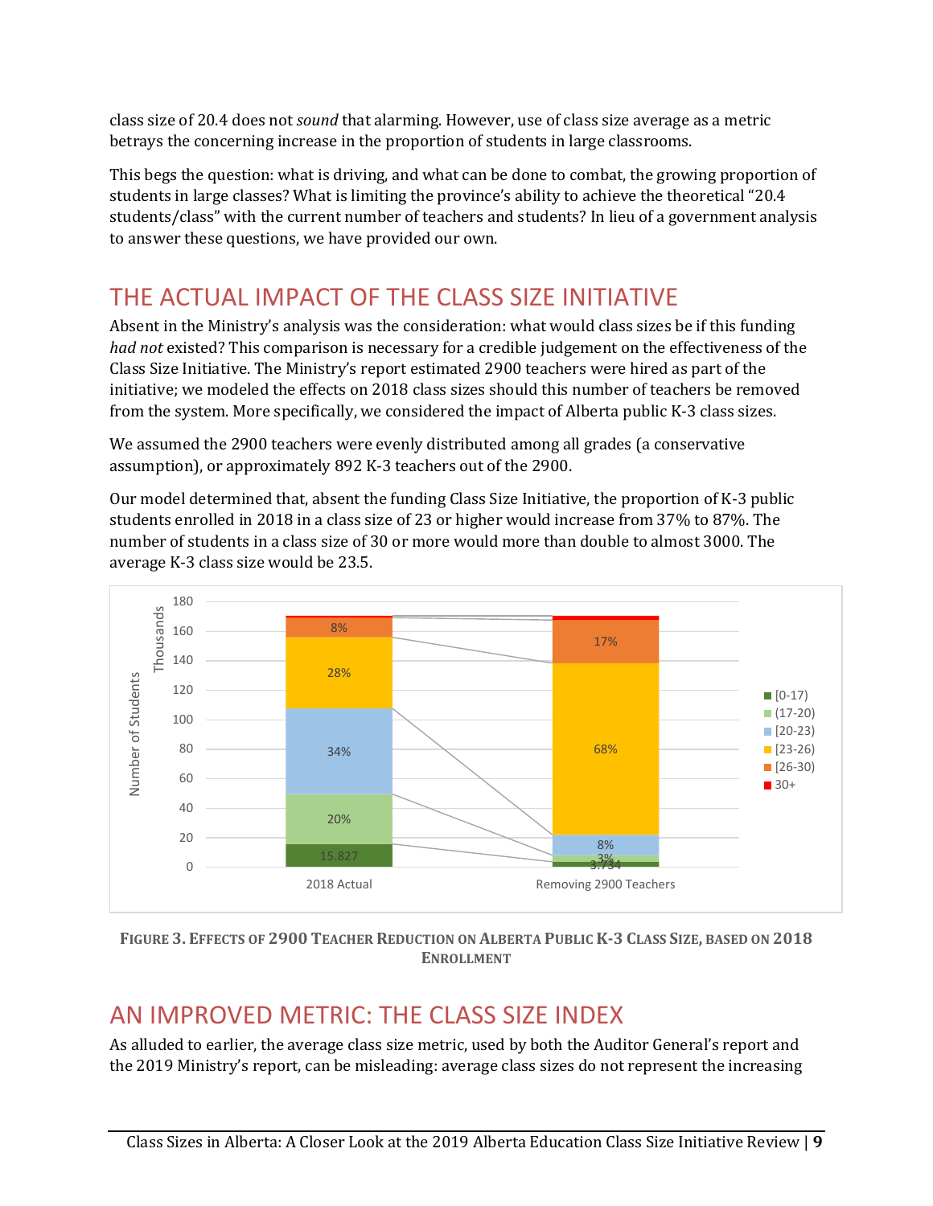class size of 20.4 does not *sound* that alarming. However, use of class size average as a metric betrays the concerning increase in the proportion of students in large classrooms.

This begs the question: what is driving, and what can be done to combat, the growing proportion of students in large classes? What is limiting the province's ability to achieve the theoretical "20.4 students/class" with the current number of teachers and students? In lieu of a government analysis to answer these questions, we have provided our own.

## THE ACTUAL IMPACT OF THE CLASS SIZE INITIATIVE

Absent in the Ministry's analysis was the consideration: what would class sizes be if this funding *had not* existed? This comparison is necessary for a credible judgement on the effectiveness of the Class Size Initiative. The Ministry's report estimated 2900 teachers were hired as part of the initiative; we modeled the effects on 2018 class sizes should this number of teachers be removed from the system. More specifically, we considered the impact of Alberta public K-3 class sizes.

We assumed the 2900 teachers were evenly distributed among all grades (a conservative assumption), or approximately 892 K-3 teachers out of the 2900.

Our model determined that, absent the funding Class Size Initiative, the proportion of K-3 public students enrolled in 2018 in a class size of 23 or higher would increase from 37% to 87%. The number of students in a class size of 30 or more would more than double to almost 3000. The average K-3 class size would be 23.5.

| Class size | 2018 Actual | Removing 2900 Teachers |
|---|---|---|
| [0-17) | 15.827 | 3.734 |
| (17-20] | 20% | 3% |
| (20-23] | 34% | 8% |
| [23-26) | 28% | 68% |
| [26-30) | 8% | 17% |
| 30+ | | |

Number of Students (Thousands)

**FIGURE 3. EFFECTS OF 2900 TEACHER REDUCTION ON ALBERTA PUBLIC K-3 CLASS SIZE, BASED ON 2018 ENROLLMENT**

## AN IMPROVED METRIC: THE CLASS SIZE INDEX

As alluded to earlier, the average class size metric, used by both the Auditor General's report and the 2019 Ministry's report, can be misleading: average class sizes do not represent the increasing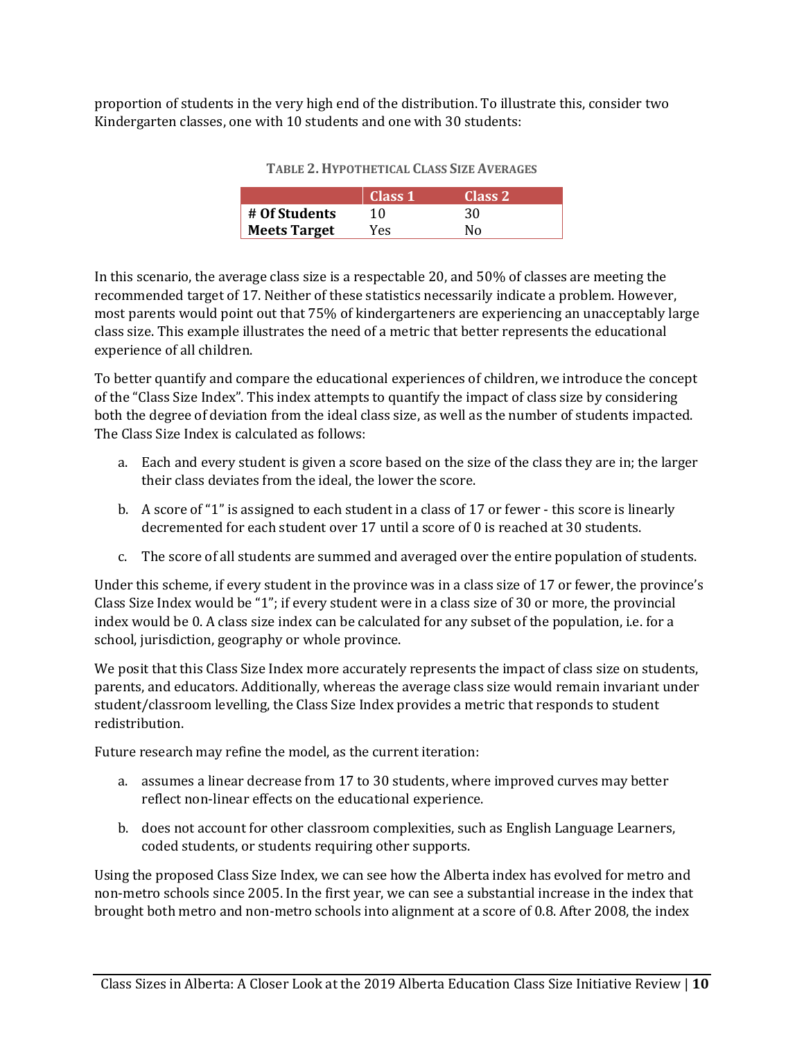proportion of students in the very high end of the distribution. To illustrate this, consider two Kindergarten classes, one with 10 students and one with 30 students:

**TABLE 2. HYPOTHETICAL CLASS SIZE AVERAGES**

| | Class 1 | Class 2 |
|---|---|---|
| **# Of Students** | 10 | 30 |
| **Meets Target** | Yes | No |

In this scenario, the average class size is a respectable 20, and 50% of classes are meeting the recommended target of 17. Neither of these statistics necessarily indicate a problem. However, most parents would point out that 75% of kindergarteners are experiencing an unacceptably large class size. This example illustrates the need of a metric that better represents the educational experience of all children.

To better quantify and compare the educational experiences of children, we introduce the concept of the "Class Size Index". This index attempts to quantify the impact of class size by considering both the degree of deviation from the ideal class size, as well as the number of students impacted. The Class Size Index is calculated as follows:

a. Each and every student is given a score based on the size of the class they are in; the larger their class deviates from the ideal, the lower the score.

b. A score of "1" is assigned to each student in a class of 17 or fewer - this score is linearly decremented for each student over 17 until a score of 0 is reached at 30 students.

c. The score of all students are summed and averaged over the entire population of students.

Under this scheme, if every student in the province was in a class size of 17 or fewer, the province's Class Size Index would be "1"; if every student were in a class size of 30 or more, the provincial index would be 0. A class size index can be calculated for any subset of the population, i.e. for a school, jurisdiction, geography or whole province.

We posit that this Class Size Index more accurately represents the impact of class size on students, parents, and educators. Additionally, whereas the average class size would remain invariant under student/classroom levelling, the Class Size Index provides a metric that responds to student redistribution.

Future research may refine the model, as the current iteration:

a. assumes a linear decrease from 17 to 30 students, where improved curves may better reflect non-linear effects on the educational experience.

b. does not account for other classroom complexities, such as English Language Learners, coded students, or students requiring other supports.

Using the proposed Class Size Index, we can see how the Alberta index has evolved for metro and non-metro schools since 2005. In the first year, we can see a substantial increase in the index that brought both metro and non-metro schools into alignment at a score of 0.8. After 2008, the index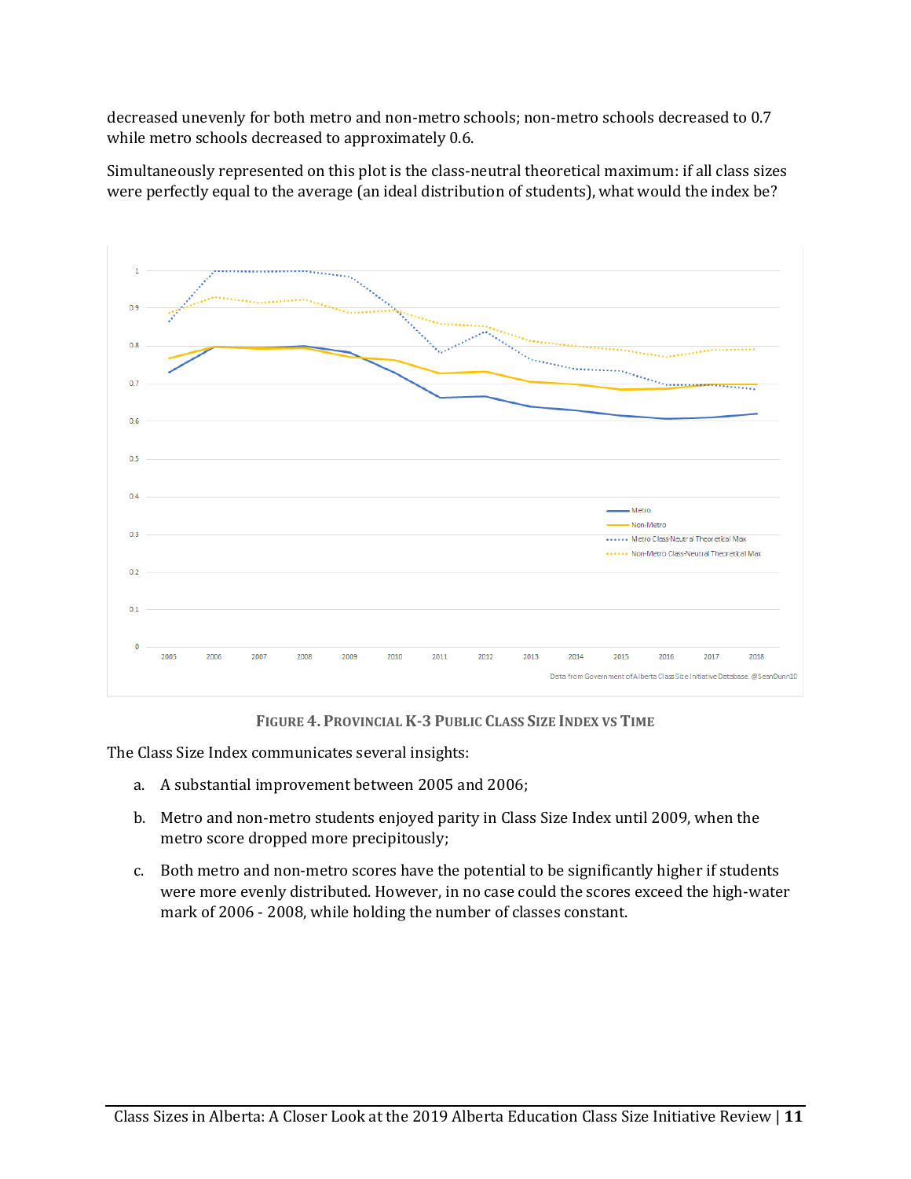decreased unevenly for both metro and non-metro schools; non-metro schools decreased to 0.7 while metro schools decreased to approximately 0.6.

Simultaneously represented on this plot is the class-neutral theoretical maximum: if all class sizes were perfectly equal to the average (an ideal distribution of students), what would the index be?

**FIGURE 4. PROVINCIAL K-3 PUBLIC CLASS SIZE INDEX VS TIME**

The Class Size Index communicates several insights:

a. A substantial improvement between 2005 and 2006;

b. Metro and non-metro students enjoyed parity in Class Size Index until 2009, when the metro score dropped more precipitously;

c. Both metro and non-metro scores have the potential to be significantly higher if students were more evenly distributed. However, in no case could the scores exceed the high-water mark of 2006 - 2008, while holding the number of classes constant.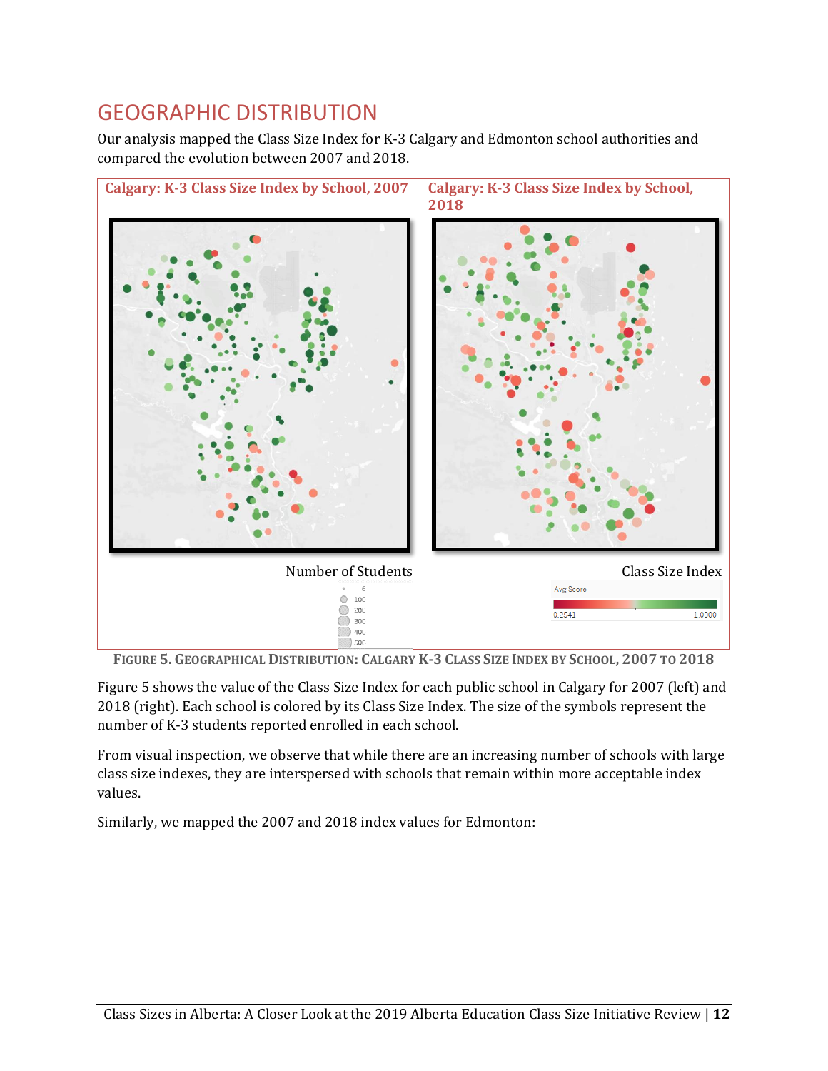## GEOGRAPHIC DISTRIBUTION

Our analysis mapped the Class Size Index for K-3 Calgary and Edmonton school authorities and compared the evolution between 2007 and 2018.

**Calgary: K-3 Class Size Index by School, 2007** | **Calgary: K-3 Class Size Index by School, 2018**

Number of Students: 6, 100, 200, 300, 400, 506

Class Size Index: Avg Score 0.2541 – 1.0000

FIGURE 5. GEOGRAPHICAL DISTRIBUTION: CALGARY K-3 CLASS SIZE INDEX BY SCHOOL, 2007 TO 2018

Figure 5 shows the value of the Class Size Index for each public school in Calgary for 2007 (left) and 2018 (right). Each school is colored by its Class Size Index. The size of the symbols represent the number of K-3 students reported enrolled in each school.

From visual inspection, we observe that while there are an increasing number of schools with large class size indexes, they are interspersed with schools that remain within more acceptable index values.

Similarly, we mapped the 2007 and 2018 index values for Edmonton: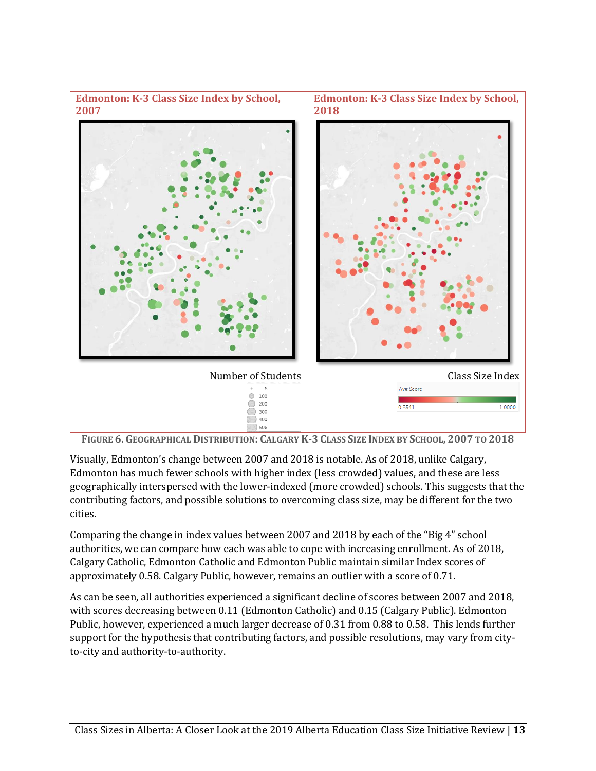**Edmonton: K-3 Class Size Index by School, 2007**

**Edmonton: K-3 Class Size Index by School, 2018**

Number of Students: 6, 100, 200, 300, 400, 506

Class Size Index — Avg Score: 0.2541 to 1.0000

FIGURE 6. GEOGRAPHICAL DISTRIBUTION: CALGARY K-3 CLASS SIZE INDEX BY SCHOOL, 2007 TO 2018

Visually, Edmonton's change between 2007 and 2018 is notable. As of 2018, unlike Calgary, Edmonton has much fewer schools with higher index (less crowded) values, and these are less geographically interspersed with the lower-indexed (more crowded) schools. This suggests that the contributing factors, and possible solutions to overcoming class size, may be different for the two cities.

Comparing the change in index values between 2007 and 2018 by each of the "Big 4" school authorities, we can compare how each was able to cope with increasing enrollment. As of 2018, Calgary Catholic, Edmonton Catholic and Edmonton Public maintain similar Index scores of approximately 0.58. Calgary Public, however, remains an outlier with a score of 0.71.

As can be seen, all authorities experienced a significant decline of scores between 2007 and 2018, with scores decreasing between 0.11 (Edmonton Catholic) and 0.15 (Calgary Public). Edmonton Public, however, experienced a much larger decrease of 0.31 from 0.88 to 0.58. This lends further support for the hypothesis that contributing factors, and possible resolutions, may vary from city-to-city and authority-to-authority.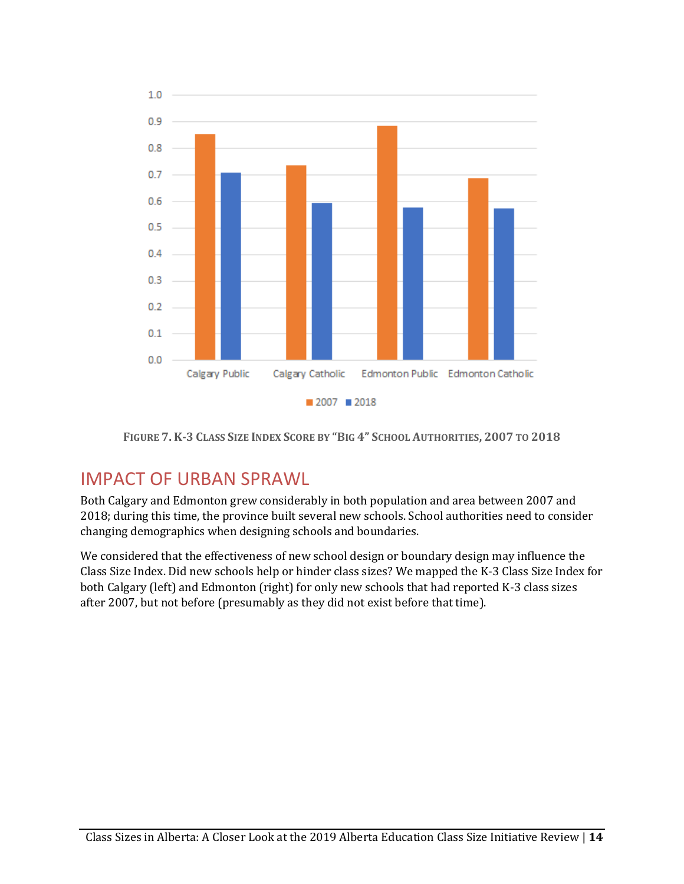**FIGURE 7. K-3 CLASS SIZE INDEX SCORE BY "BIG 4" SCHOOL AUTHORITIES, 2007 TO 2018**

## IMPACT OF URBAN SPRAWL

Both Calgary and Edmonton grew considerably in both population and area between 2007 and 2018; during this time, the province built several new schools. School authorities need to consider changing demographics when designing schools and boundaries.

We considered that the effectiveness of new school design or boundary design may influence the Class Size Index. Did new schools help or hinder class sizes? We mapped the K-3 Class Size Index for both Calgary (left) and Edmonton (right) for only new schools that had reported K-3 class sizes after 2007, but not before (presumably as they did not exist before that time).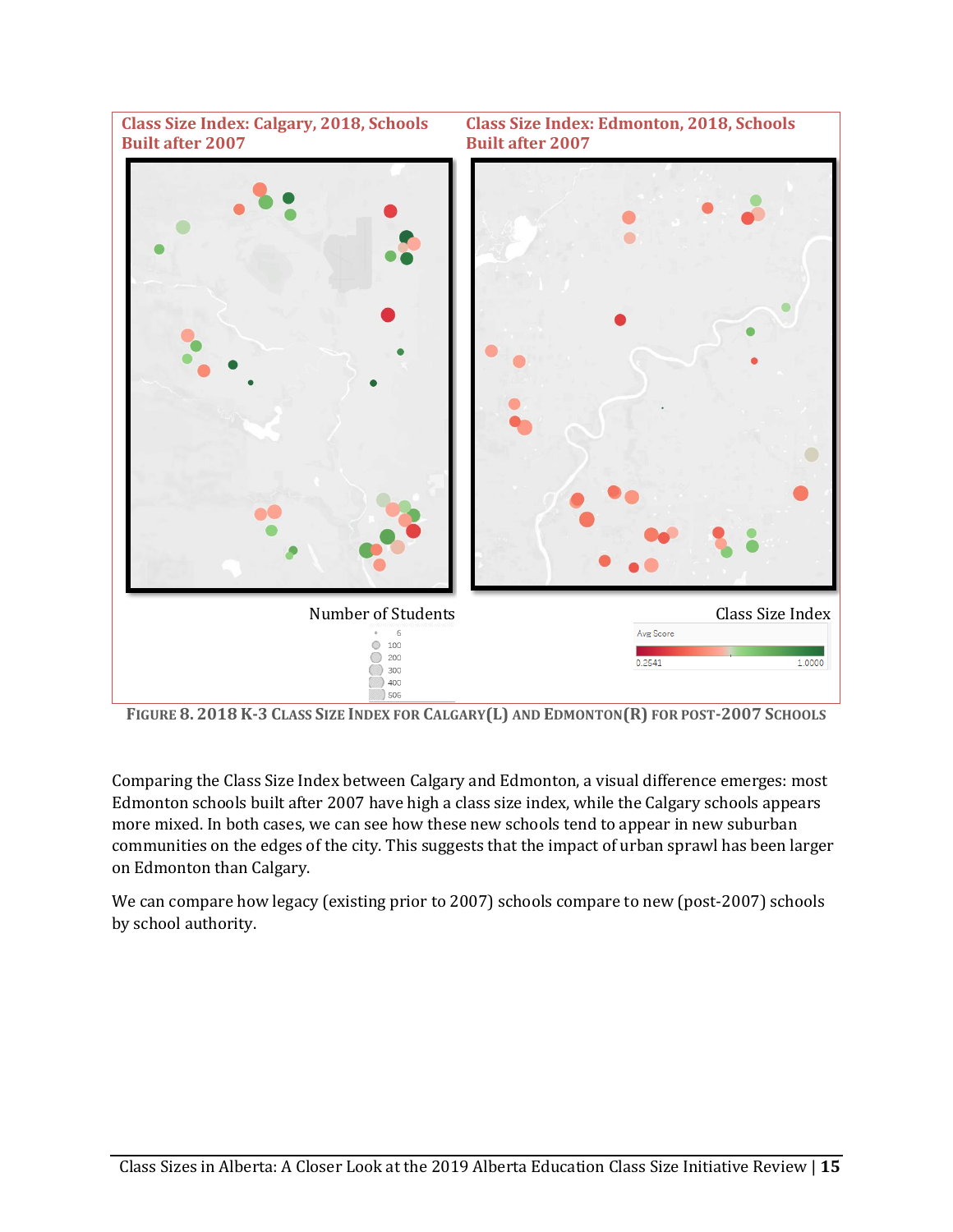Class Size Index: Calgary, 2018, Schools Built after 2007

Class Size Index: Edmonton, 2018, Schools Built after 2007

Number of Students

6
100
200
300
400
506

Class Size Index

Avg Score

0.2541 1.0000

FIGURE 8. 2018 K-3 CLASS SIZE INDEX FOR CALGARY(L) AND EDMONTON(R) FOR POST-2007 SCHOOLS

Comparing the Class Size Index between Calgary and Edmonton, a visual difference emerges: most Edmonton schools built after 2007 have high a class size index, while the Calgary schools appears more mixed. In both cases, we can see how these new schools tend to appear in new suburban communities on the edges of the city. This suggests that the impact of urban sprawl has been larger on Edmonton than Calgary.

We can compare how legacy (existing prior to 2007) schools compare to new (post-2007) schools by school authority.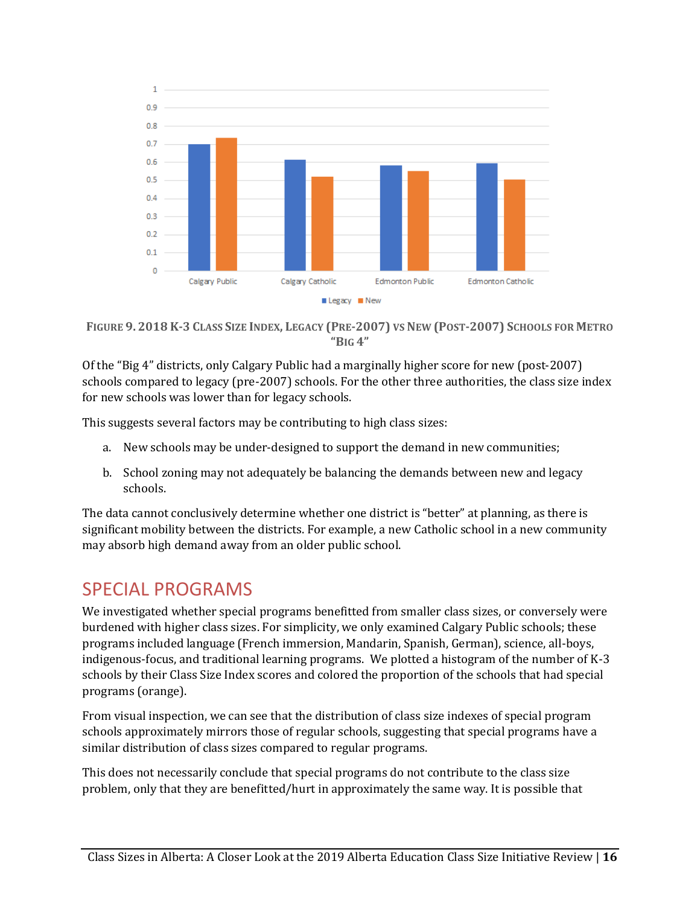FIGURE 9. 2018 K-3 CLASS SIZE INDEX, LEGACY (PRE-2007) VS NEW (POST-2007) SCHOOLS FOR METRO "BIG 4"

Of the "Big 4" districts, only Calgary Public had a marginally higher score for new (post-2007) schools compared to legacy (pre-2007) schools. For the other three authorities, the class size index for new schools was lower than for legacy schools.

This suggests several factors may be contributing to high class sizes:

a. New schools may be under-designed to support the demand in new communities;

b. School zoning may not adequately be balancing the demands between new and legacy schools.

The data cannot conclusively determine whether one district is "better" at planning, as there is significant mobility between the districts. For example, a new Catholic school in a new community may absorb high demand away from an older public school.

## SPECIAL PROGRAMS

We investigated whether special programs benefitted from smaller class sizes, or conversely were burdened with higher class sizes. For simplicity, we only examined Calgary Public schools; these programs included language (French immersion, Mandarin, Spanish, German), science, all-boys, indigenous-focus, and traditional learning programs. We plotted a histogram of the number of K-3 schools by their Class Size Index scores and colored the proportion of the schools that had special programs (orange).

From visual inspection, we can see that the distribution of class size indexes of special program schools approximately mirrors those of regular schools, suggesting that special programs have a similar distribution of class sizes compared to regular programs.

This does not necessarily conclude that special programs do not contribute to the class size problem, only that they are benefitted/hurt in approximately the same way. It is possible that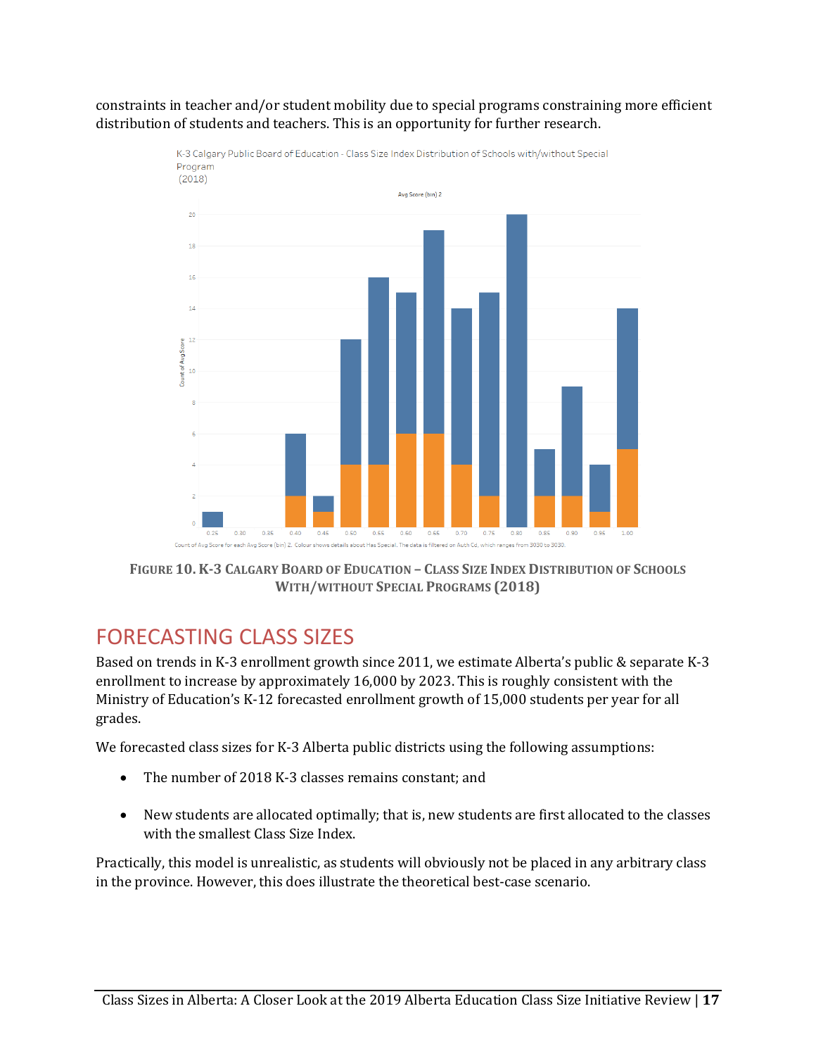constraints in teacher and/or student mobility due to special programs constraining more efficient distribution of students and teachers. This is an opportunity for further research.

**FIGURE 10. K-3 CALGARY BOARD OF EDUCATION – CLASS SIZE INDEX DISTRIBUTION OF SCHOOLS WITH/WITHOUT SPECIAL PROGRAMS (2018)**

## FORECASTING CLASS SIZES

Based on trends in K-3 enrollment growth since 2011, we estimate Alberta's public & separate K-3 enrollment to increase by approximately 16,000 by 2023. This is roughly consistent with the Ministry of Education's K-12 forecasted enrollment growth of 15,000 students per year for all grades.

We forecasted class sizes for K-3 Alberta public districts using the following assumptions:

- The number of 2018 K-3 classes remains constant; and
- New students are allocated optimally; that is, new students are first allocated to the classes with the smallest Class Size Index.

Practically, this model is unrealistic, as students will obviously not be placed in any arbitrary class in the province. However, this does illustrate the theoretical best-case scenario.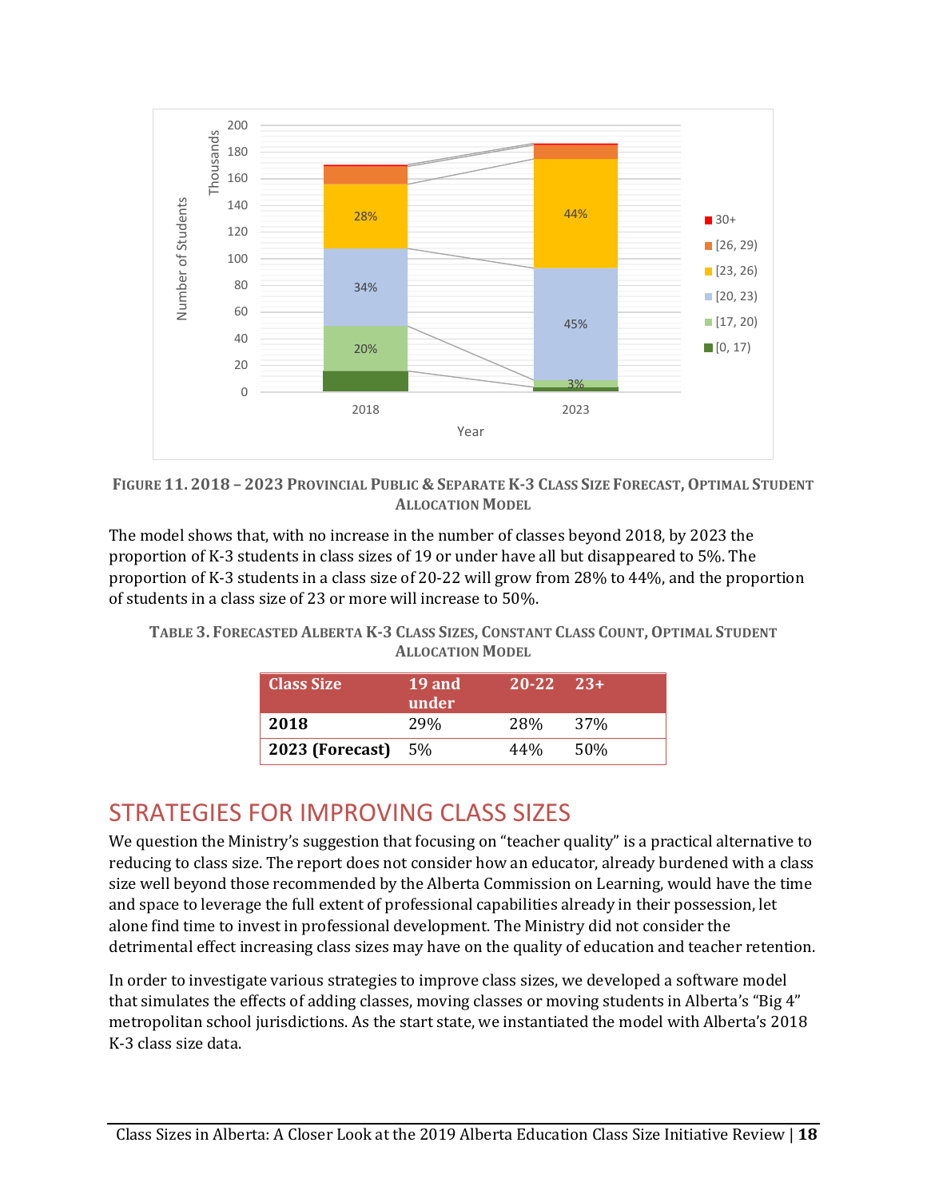FIGURE 11. 2018 – 2023 PROVINCIAL PUBLIC & SEPARATE K-3 CLASS SIZE FORECAST, OPTIMAL STUDENT ALLOCATION MODEL

The model shows that, with no increase in the number of classes beyond 2018, by 2023 the proportion of K-3 students in class sizes of 19 or under have all but disappeared to 5%. The proportion of K-3 students in a class size of 20-22 will grow from 28% to 44%, and the proportion of students in a class size of 23 or more will increase to 50%.

TABLE 3. FORECASTED ALBERTA K-3 CLASS SIZES, CONSTANT CLASS COUNT, OPTIMAL STUDENT ALLOCATION MODEL

| Class Size | 19 and under | 20-22 | 23+ |
|---|---|---|---|
| **2018** | 29% | 28% | 37% |
| **2023 (Forecast)** | 5% | 44% | 50% |

## STRATEGIES FOR IMPROVING CLASS SIZES

We question the Ministry's suggestion that focusing on "teacher quality" is a practical alternative to reducing to class size. The report does not consider how an educator, already burdened with a class size well beyond those recommended by the Alberta Commission on Learning, would have the time and space to leverage the full extent of professional capabilities already in their possession, let alone find time to invest in professional development. The Ministry did not consider the detrimental effect increasing class sizes may have on the quality of education and teacher retention.

In order to investigate various strategies to improve class sizes, we developed a software model that simulates the effects of adding classes, moving classes or moving students in Alberta's "Big 4" metropolitan school jurisdictions. As the start state, we instantiated the model with Alberta's 2018 K-3 class size data.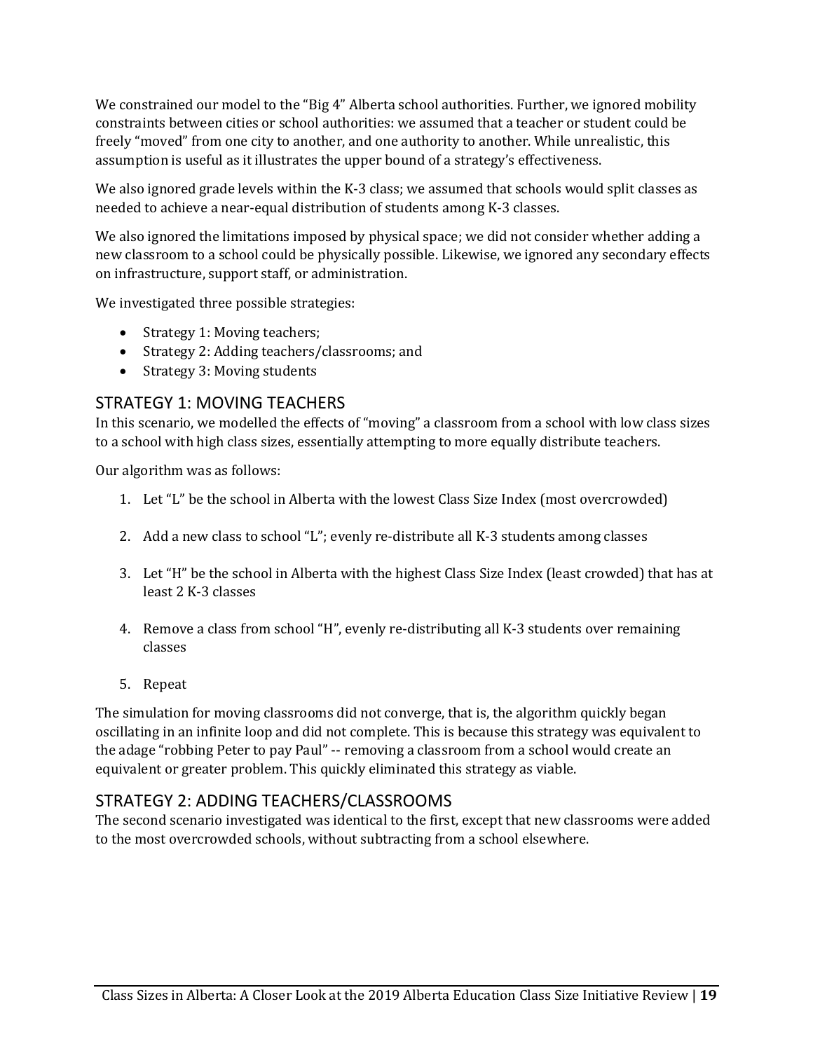We constrained our model to the "Big 4" Alberta school authorities. Further, we ignored mobility constraints between cities or school authorities: we assumed that a teacher or student could be freely "moved" from one city to another, and one authority to another. While unrealistic, this assumption is useful as it illustrates the upper bound of a strategy's effectiveness.

We also ignored grade levels within the K-3 class; we assumed that schools would split classes as needed to achieve a near-equal distribution of students among K-3 classes.

We also ignored the limitations imposed by physical space; we did not consider whether adding a new classroom to a school could be physically possible. Likewise, we ignored any secondary effects on infrastructure, support staff, or administration.

We investigated three possible strategies:

- Strategy 1: Moving teachers;
- Strategy 2: Adding teachers/classrooms; and
- Strategy 3: Moving students

## STRATEGY 1: MOVING TEACHERS

In this scenario, we modelled the effects of "moving" a classroom from a school with low class sizes to a school with high class sizes, essentially attempting to more equally distribute teachers.

Our algorithm was as follows:

1. Let "L" be the school in Alberta with the lowest Class Size Index (most overcrowded)
2. Add a new class to school "L"; evenly re-distribute all K-3 students among classes
3. Let "H" be the school in Alberta with the highest Class Size Index (least crowded) that has at least 2 K-3 classes
4. Remove a class from school "H", evenly re-distributing all K-3 students over remaining classes
5. Repeat

The simulation for moving classrooms did not converge, that is, the algorithm quickly began oscillating in an infinite loop and did not complete. This is because this strategy was equivalent to the adage "robbing Peter to pay Paul" -- removing a classroom from a school would create an equivalent or greater problem. This quickly eliminated this strategy as viable.

## STRATEGY 2: ADDING TEACHERS/CLASSROOMS

The second scenario investigated was identical to the first, except that new classrooms were added to the most overcrowded schools, without subtracting from a school elsewhere.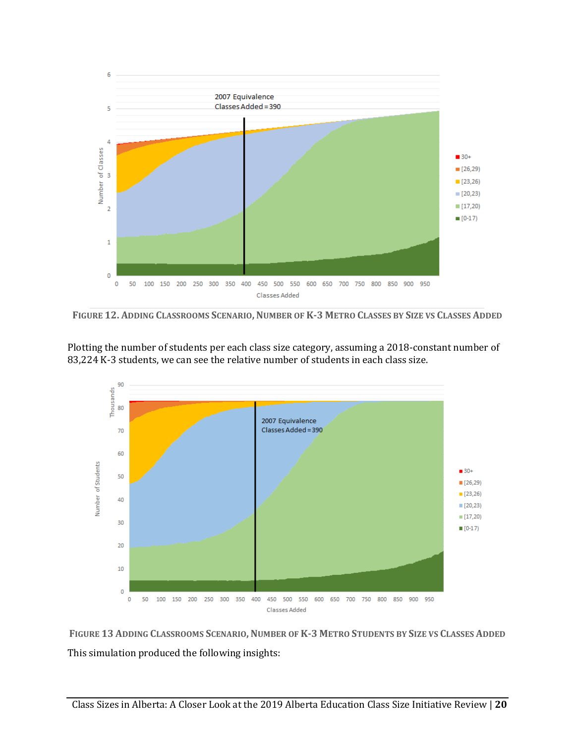FIGURE 12. ADDING CLASSROOMS SCENARIO, NUMBER OF K-3 METRO CLASSES BY SIZE VS CLASSES ADDED

Plotting the number of students per each class size category, assuming a 2018-constant number of 83,224 K-3 students, we can see the relative number of students in each class size.

FIGURE 13 ADDING CLASSROOMS SCENARIO, NUMBER OF K-3 METRO STUDENTS BY SIZE VS CLASSES ADDED

This simulation produced the following insights: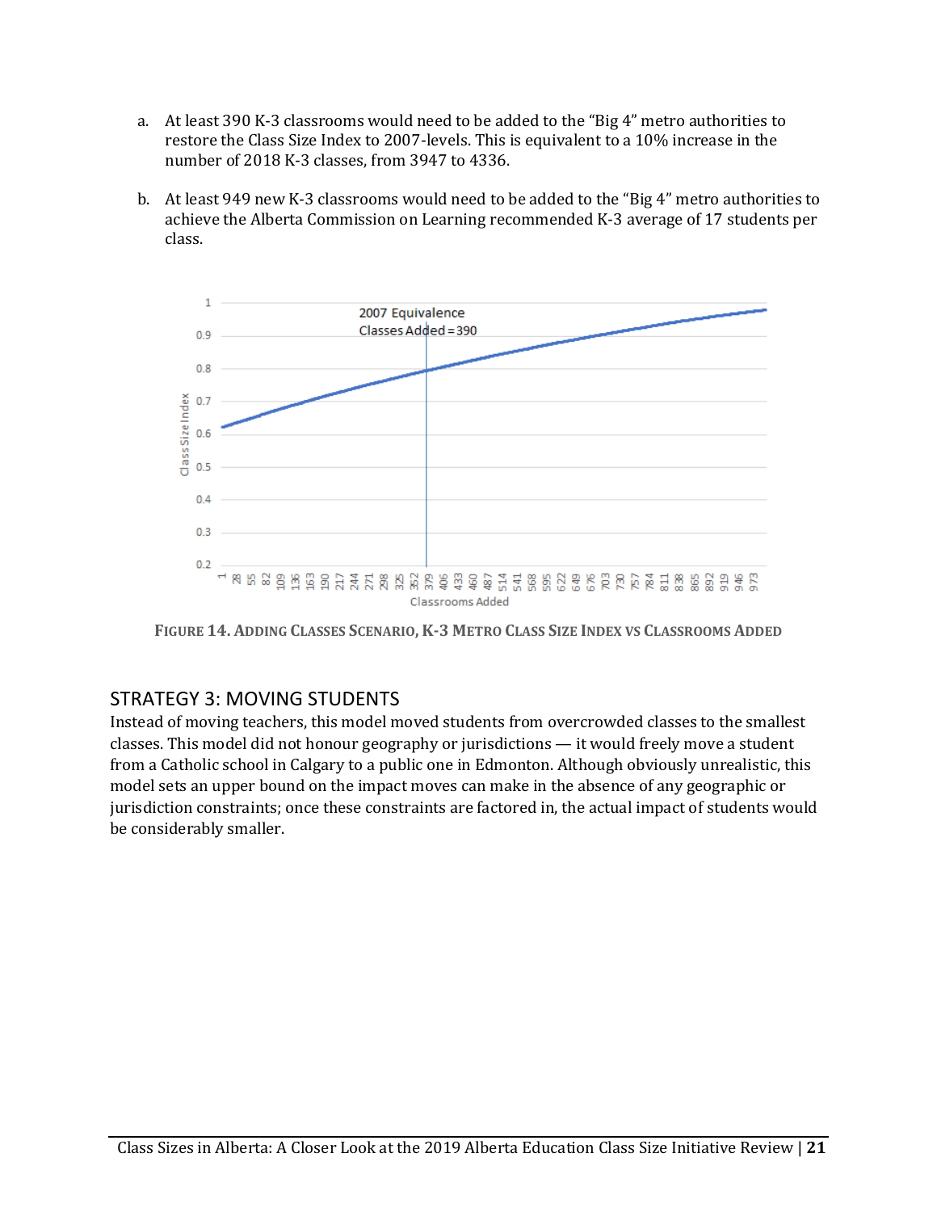a. At least 390 K-3 classrooms would need to be added to the "Big 4" metro authorities to restore the Class Size Index to 2007-levels. This is equivalent to a 10% increase in the number of 2018 K-3 classes, from 3947 to 4336.

b. At least 949 new K-3 classrooms would need to be added to the "Big 4" metro authorities to achieve the Alberta Commission on Learning recommended K-3 average of 17 students per class.

**Figure 14. Adding Classes Scenario, K-3 Metro Class Size Index vs Classrooms Added**

## STRATEGY 3: MOVING STUDENTS

Instead of moving teachers, this model moved students from overcrowded classes to the smallest classes. This model did not honour geography or jurisdictions — it would freely move a student from a Catholic school in Calgary to a public one in Edmonton. Although obviously unrealistic, this model sets an upper bound on the impact moves can make in the absence of any geographic or jurisdiction constraints; once these constraints are factored in, the actual impact of students would be considerably smaller.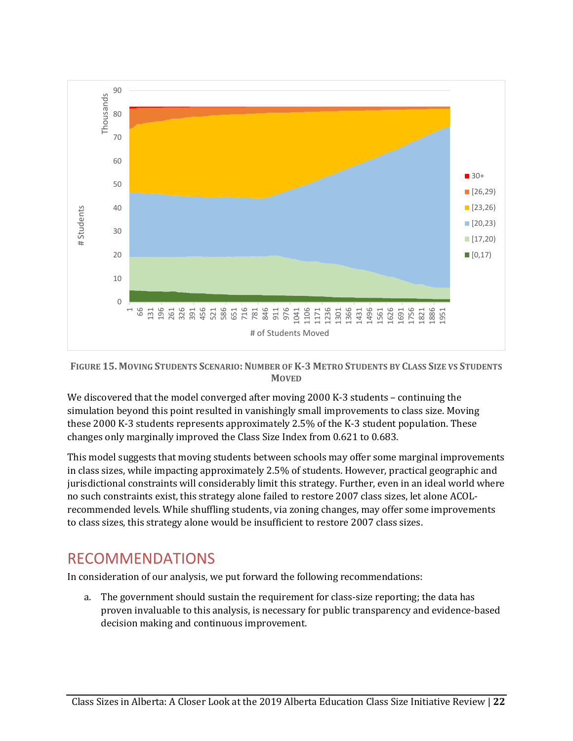**FIGURE 15. MOVING STUDENTS SCENARIO: NUMBER OF K-3 METRO STUDENTS BY CLASS SIZE VS STUDENTS MOVED**

We discovered that the model converged after moving 2000 K-3 students – continuing the simulation beyond this point resulted in vanishingly small improvements to class size. Moving these 2000 K-3 students represents approximately 2.5% of the K-3 student population. These changes only marginally improved the Class Size Index from 0.621 to 0.683.

This model suggests that moving students between schools may offer some marginal improvements in class sizes, while impacting approximately 2.5% of students. However, practical geographic and jurisdictional constraints will considerably limit this strategy. Further, even in an ideal world where no such constraints exist, this strategy alone failed to restore 2007 class sizes, let alone ACOL-recommended levels. While shuffling students, via zoning changes, may offer some improvements to class sizes, this strategy alone would be insufficient to restore 2007 class sizes.

# RECOMMENDATIONS

In consideration of our analysis, we put forward the following recommendations:

a. The government should sustain the requirement for class-size reporting; the data has proven invaluable to this analysis, is necessary for public transparency and evidence-based decision making and continuous improvement.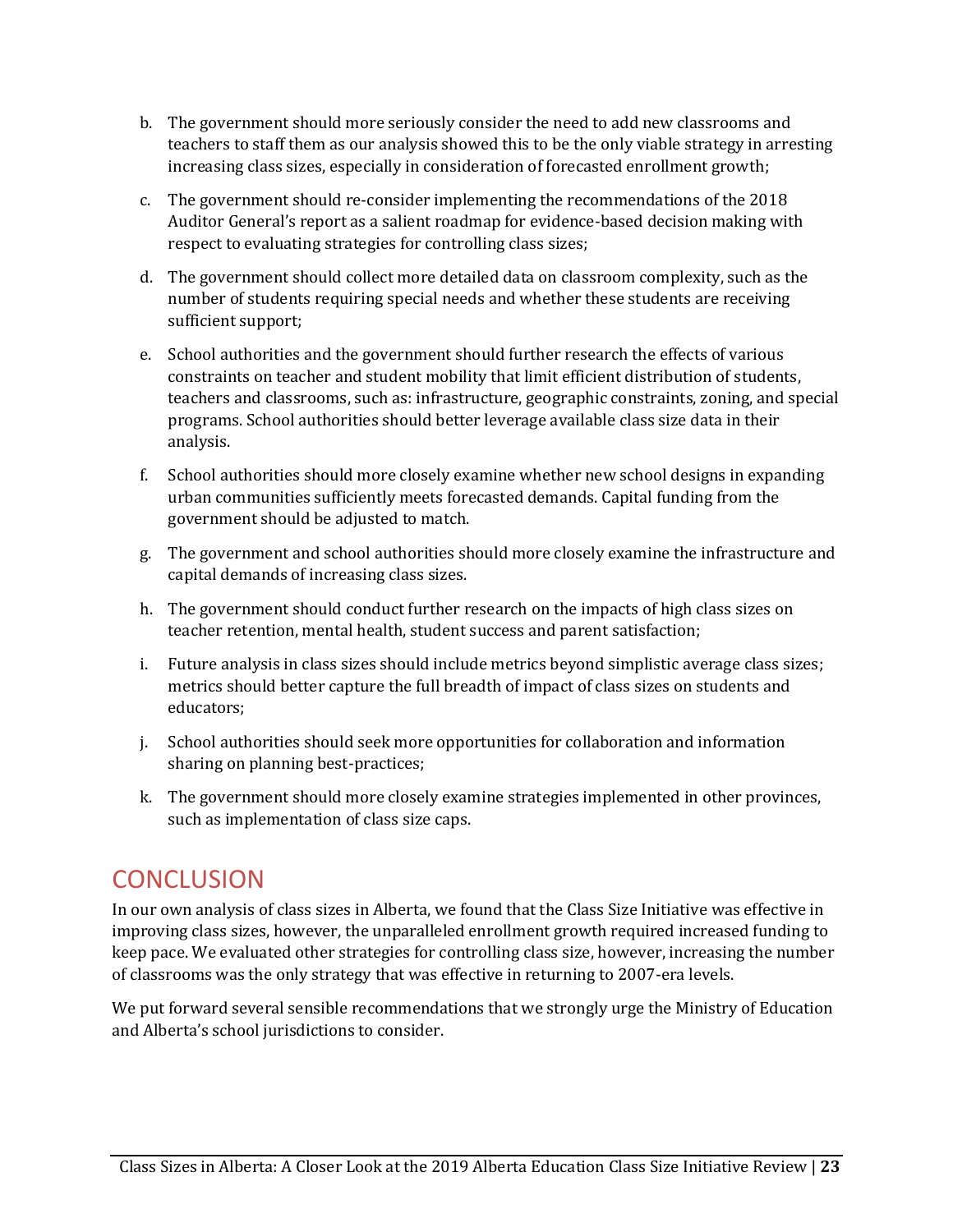b. The government should more seriously consider the need to add new classrooms and teachers to staff them as our analysis showed this to be the only viable strategy in arresting increasing class sizes, especially in consideration of forecasted enrollment growth;

c. The government should re-consider implementing the recommendations of the 2018 Auditor General's report as a salient roadmap for evidence-based decision making with respect to evaluating strategies for controlling class sizes;

d. The government should collect more detailed data on classroom complexity, such as the number of students requiring special needs and whether these students are receiving sufficient support;

e. School authorities and the government should further research the effects of various constraints on teacher and student mobility that limit efficient distribution of students, teachers and classrooms, such as: infrastructure, geographic constraints, zoning, and special programs. School authorities should better leverage available class size data in their analysis.

f. School authorities should more closely examine whether new school designs in expanding urban communities sufficiently meets forecasted demands. Capital funding from the government should be adjusted to match.

g. The government and school authorities should more closely examine the infrastructure and capital demands of increasing class sizes.

h. The government should conduct further research on the impacts of high class sizes on teacher retention, mental health, student success and parent satisfaction;

i. Future analysis in class sizes should include metrics beyond simplistic average class sizes; metrics should better capture the full breadth of impact of class sizes on students and educators;

j. School authorities should seek more opportunities for collaboration and information sharing on planning best-practices;

k. The government should more closely examine strategies implemented in other provinces, such as implementation of class size caps.

# CONCLUSION

In our own analysis of class sizes in Alberta, we found that the Class Size Initiative was effective in improving class sizes, however, the unparalleled enrollment growth required increased funding to keep pace. We evaluated other strategies for controlling class size, however, increasing the number of classrooms was the only strategy that was effective in returning to 2007-era levels.

We put forward several sensible recommendations that we strongly urge the Ministry of Education and Alberta's school jurisdictions to consider.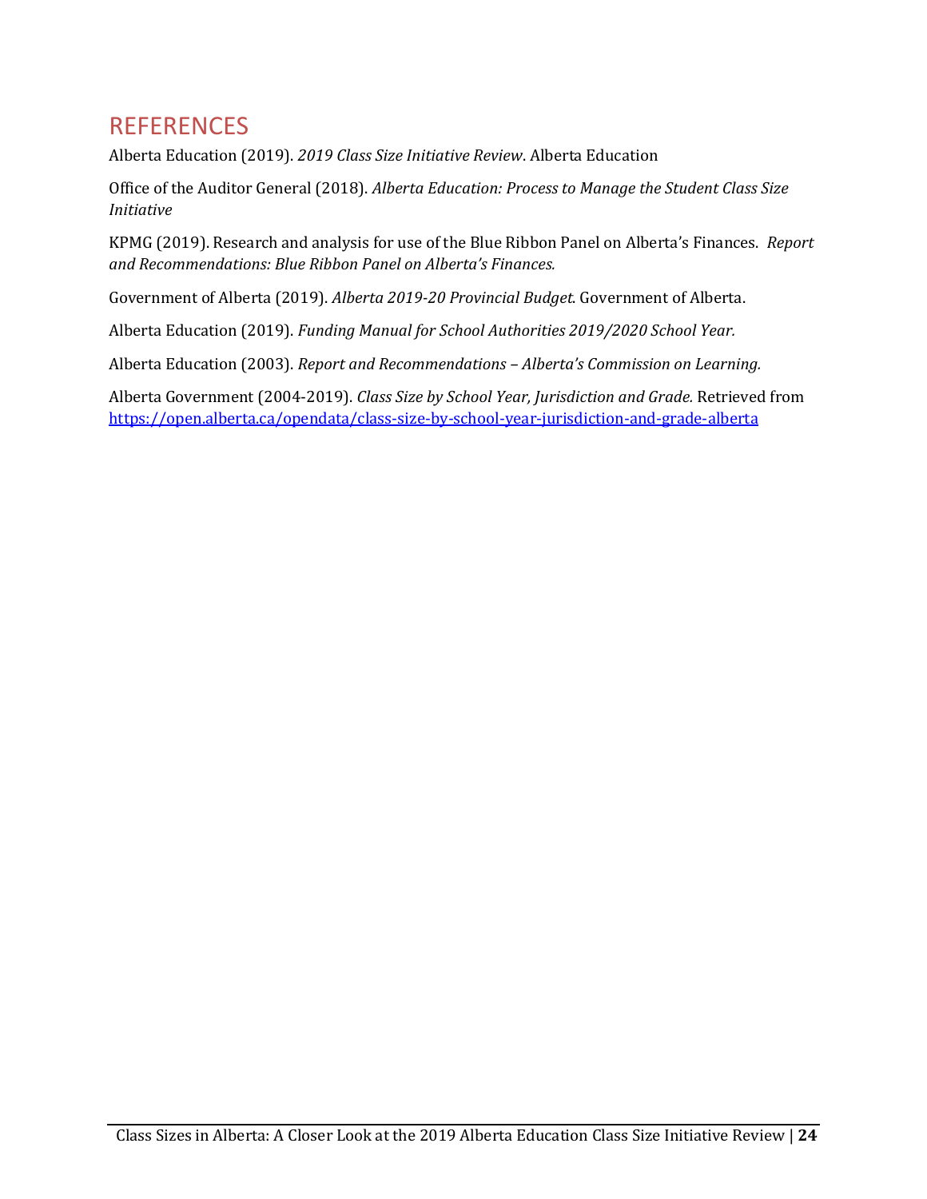## REFERENCES

Alberta Education (2019). *2019 Class Size Initiative Review*. Alberta Education

Office of the Auditor General (2018). *Alberta Education: Process to Manage the Student Class Size Initiative*

KPMG (2019). Research and analysis for use of the Blue Ribbon Panel on Alberta's Finances. *Report and Recommendations: Blue Ribbon Panel on Alberta's Finances.*

Government of Alberta (2019). *Alberta 2019-20 Provincial Budget*. Government of Alberta.

Alberta Education (2019). *Funding Manual for School Authorities 2019/2020 School Year.*

Alberta Education (2003). *Report and Recommendations – Alberta's Commission on Learning.*

Alberta Government (2004-2019). *Class Size by School Year, Jurisdiction and Grade.* Retrieved from https://open.alberta.ca/opendata/class-size-by-school-year-jurisdiction-and-grade-alberta